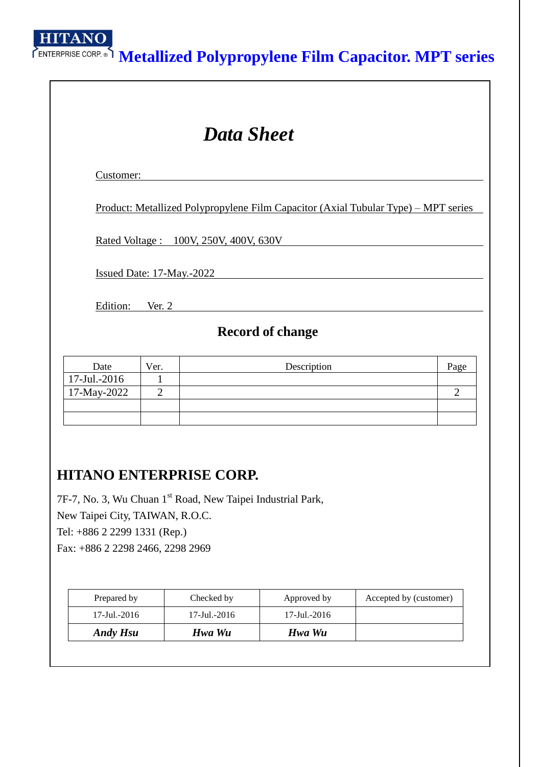HITANO ENTERPRISE CORP. ® **Metallized Polypropylene Film Capacitor. MPT series**

# *Data Sheet*

Customer:

Product: Metallized Polypropylene Film Capacitor (Axial Tubular Type) – MPT series

Rated Voltage : 100V, 250V, 400V, 630V

Issued Date: 17-May.-2022

Edition: Ver. 2

## Record of change

| Date | Ver. | Description | Page |
|---|---|---|---|
| 17-Jul.-2016 | 1 | | |
| 17-May-2022 | 2 | | 2 |
| | | | |
| | | | |

## HITANO ENTERPRISE CORP.

7F-7, No. 3, Wu Chuan 1st Road, New Taipei Industrial Park,
New Taipei City, TAIWAN, R.O.C.
Tel: +886 2 2299 1331 (Rep.)
Fax: +886 2 2298 2466, 2298 2969

| Prepared by | Checked by | Approved by | Accepted by (customer) |
|---|---|---|---|
| 17-Jul.-2016 | 17-Jul.-2016 | 17-Jul.-2016 | |
| *Andy Hsu* | *Hwa Wu* | *Hwa Wu* | |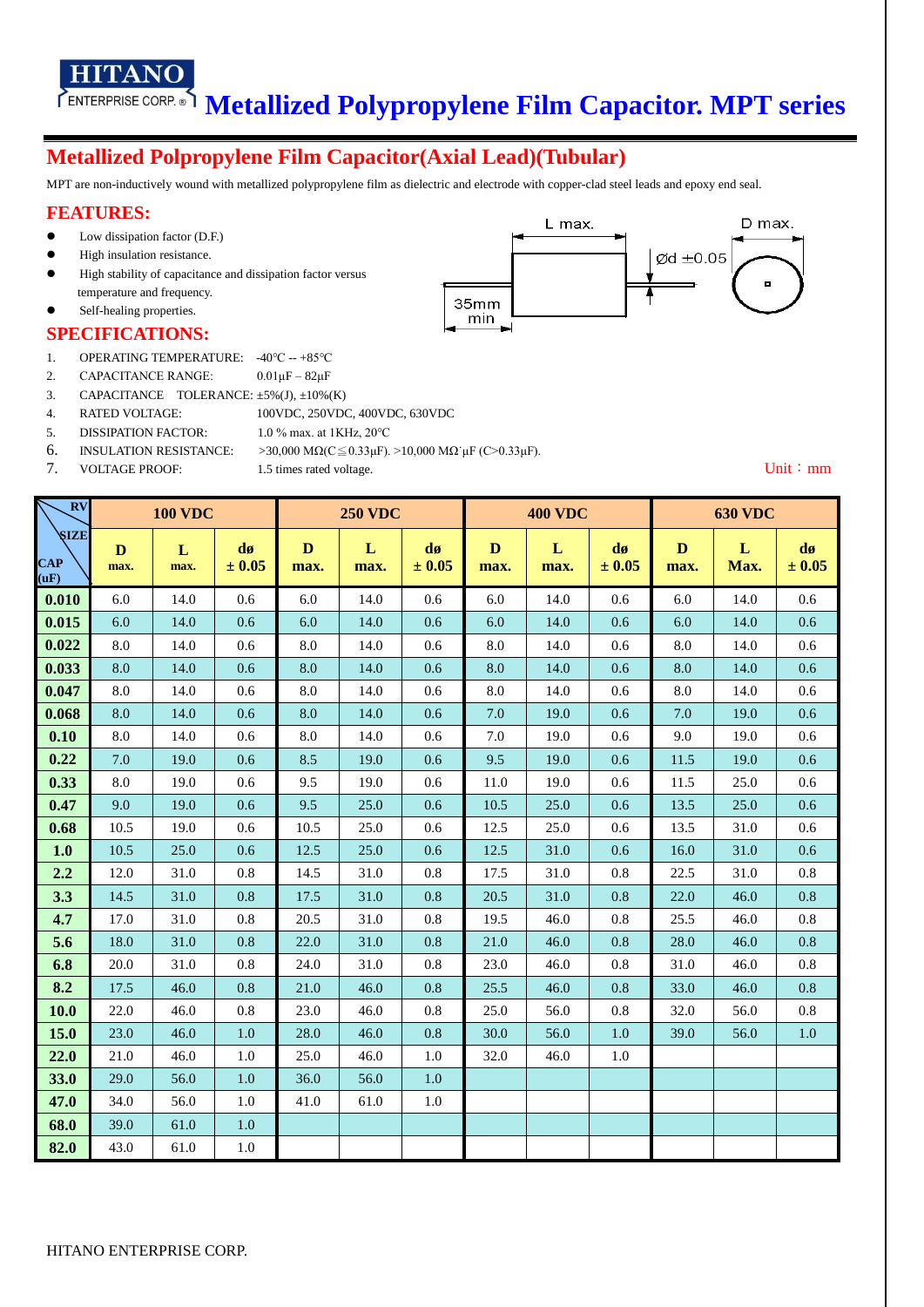# Metallized Polypropylene Film Capacitor. MPT series

HITANO ENTERPRISE CORP.

## Metallized Polpropylene Film Capacitor(Axial Lead)(Tubular)

MPT are non-inductively wound with metallized polypropylene film as dielectric and electrode with copper-clad steel leads and epoxy end seal.

## FEATURES:

- Low dissipation factor (D.F.)
- High insulation resistance.
- High stability of capacitance and dissipation factor versus temperature and frequency.
- Self-healing properties.

L max.

D max.

Ød ±0.05

35mm min

## SPECIFICATIONS:

1. OPERATING TEMPERATURE: -40°C -- +85°C
2. CAPACITANCE RANGE: 0.01μF – 82μF
3. CAPACITANCE TOLERANCE: ±5%(J), ±10%(K)
4. RATED VOLTAGE: 100VDC, 250VDC, 400VDC, 630VDC
5. DISSIPATION FACTOR: 1.0 % max. at 1KHz, 20°C
6. INSULATION RESISTANCE: >30,000 MΩ(C≦0.33μF). >10,000 MΩ˙μF (C>0.33μF).
7. VOLTAGE PROOF: 1.5 times rated voltage.

Unit：mm

| RV / SIZE / CAP (uF) | 100 VDC | | | 250 VDC | | | 400 VDC | | | 630 VDC | | |
|---|---|---|---|---|---|---|---|---|---|---|---|---|
| | D max. | L max. | dø ± 0.05 | D max. | L max. | dø ± 0.05 | D max. | L max. | dø ± 0.05 | D max. | L Max. | dø ± 0.05 |
| **0.010** | 6.0 | 14.0 | 0.6 | 6.0 | 14.0 | 0.6 | 6.0 | 14.0 | 0.6 | 6.0 | 14.0 | 0.6 |
| **0.015** | 6.0 | 14.0 | 0.6 | 6.0 | 14.0 | 0.6 | 6.0 | 14.0 | 0.6 | 6.0 | 14.0 | 0.6 |
| **0.022** | 8.0 | 14.0 | 0.6 | 8.0 | 14.0 | 0.6 | 8.0 | 14.0 | 0.6 | 8.0 | 14.0 | 0.6 |
| **0.033** | 8.0 | 14.0 | 0.6 | 8.0 | 14.0 | 0.6 | 8.0 | 14.0 | 0.6 | 8.0 | 14.0 | 0.6 |
| **0.047** | 8.0 | 14.0 | 0.6 | 8.0 | 14.0 | 0.6 | 8.0 | 14.0 | 0.6 | 8.0 | 14.0 | 0.6 |
| **0.068** | 8.0 | 14.0 | 0.6 | 8.0 | 14.0 | 0.6 | 7.0 | 19.0 | 0.6 | 7.0 | 19.0 | 0.6 |
| **0.10** | 8.0 | 14.0 | 0.6 | 8.0 | 14.0 | 0.6 | 7.0 | 19.0 | 0.6 | 9.0 | 19.0 | 0.6 |
| **0.22** | 7.0 | 19.0 | 0.6 | 8.5 | 19.0 | 0.6 | 9.5 | 19.0 | 0.6 | 11.5 | 19.0 | 0.6 |
| **0.33** | 8.0 | 19.0 | 0.6 | 9.5 | 19.0 | 0.6 | 11.0 | 19.0 | 0.6 | 11.5 | 25.0 | 0.6 |
| **0.47** | 9.0 | 19.0 | 0.6 | 9.5 | 25.0 | 0.6 | 10.5 | 25.0 | 0.6 | 13.5 | 25.0 | 0.6 |
| **0.68** | 10.5 | 19.0 | 0.6 | 10.5 | 25.0 | 0.6 | 12.5 | 25.0 | 0.6 | 13.5 | 31.0 | 0.6 |
| **1.0** | 10.5 | 25.0 | 0.6 | 12.5 | 25.0 | 0.6 | 12.5 | 31.0 | 0.6 | 16.0 | 31.0 | 0.6 |
| **2.2** | 12.0 | 31.0 | 0.8 | 14.5 | 31.0 | 0.8 | 17.5 | 31.0 | 0.8 | 22.5 | 31.0 | 0.8 |
| **3.3** | 14.5 | 31.0 | 0.8 | 17.5 | 31.0 | 0.8 | 20.5 | 31.0 | 0.8 | 22.0 | 46.0 | 0.8 |
| **4.7** | 17.0 | 31.0 | 0.8 | 20.5 | 31.0 | 0.8 | 19.5 | 46.0 | 0.8 | 25.5 | 46.0 | 0.8 |
| **5.6** | 18.0 | 31.0 | 0.8 | 22.0 | 31.0 | 0.8 | 21.0 | 46.0 | 0.8 | 28.0 | 46.0 | 0.8 |
| **6.8** | 20.0 | 31.0 | 0.8 | 24.0 | 31.0 | 0.8 | 23.0 | 46.0 | 0.8 | 31.0 | 46.0 | 0.8 |
| **8.2** | 17.5 | 46.0 | 0.8 | 21.0 | 46.0 | 0.8 | 25.5 | 46.0 | 0.8 | 33.0 | 46.0 | 0.8 |
| **10.0** | 22.0 | 46.0 | 0.8 | 23.0 | 46.0 | 0.8 | 25.0 | 56.0 | 0.8 | 32.0 | 56.0 | 0.8 |
| **15.0** | 23.0 | 46.0 | 1.0 | 28.0 | 46.0 | 0.8 | 30.0 | 56.0 | 1.0 | 39.0 | 56.0 | 1.0 |
| **22.0** | 21.0 | 46.0 | 1.0 | 25.0 | 46.0 | 1.0 | 32.0 | 46.0 | 1.0 | | | |
| **33.0** | 29.0 | 56.0 | 1.0 | 36.0 | 56.0 | 1.0 | | | | | | |
| **47.0** | 34.0 | 56.0 | 1.0 | 41.0 | 61.0 | 1.0 | | | | | | |
| **68.0** | 39.0 | 61.0 | 1.0 | | | | | | | | | |
| **82.0** | 43.0 | 61.0 | 1.0 | | | | | | | | | |